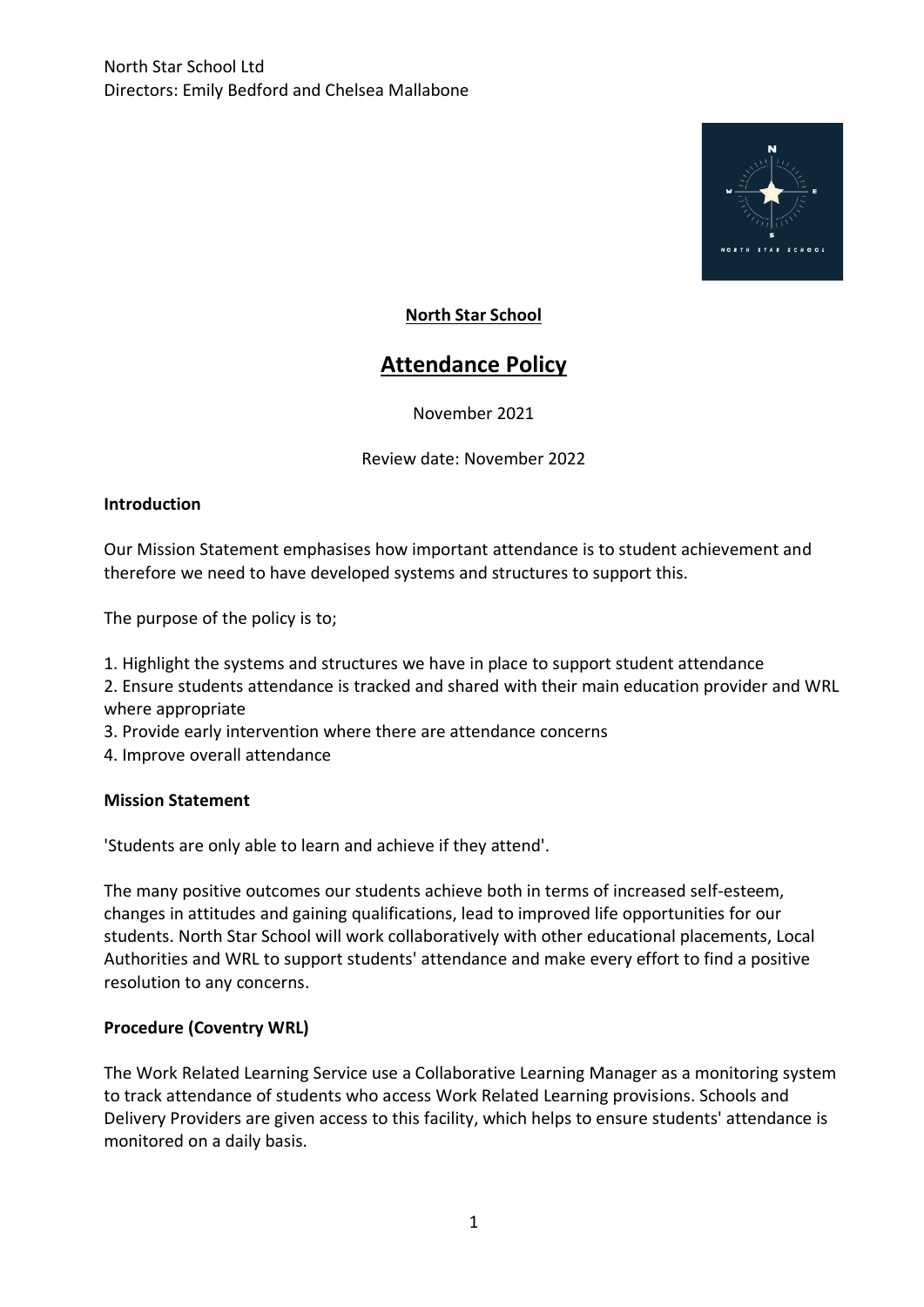North Star School Ltd
Directors: Emily Bedford and Chelsea Mallabone

**North Star School**

# Attendance Policy

November 2021

Review date: November 2022

### Introduction

Our Mission Statement emphasises how important attendance is to student achievement and therefore we need to have developed systems and structures to support this.

The purpose of the policy is to;

1. Highlight the systems and structures we have in place to support student attendance
2. Ensure students attendance is tracked and shared with their main education provider and WRL where appropriate
3. Provide early intervention where there are attendance concerns
4. Improve overall attendance

### Mission Statement

'Students are only able to learn and achieve if they attend'.

The many positive outcomes our students achieve both in terms of increased self-esteem, changes in attitudes and gaining qualifications, lead to improved life opportunities for our students. North Star School will work collaboratively with other educational placements, Local Authorities and WRL to support students' attendance and make every effort to find a positive resolution to any concerns.

### Procedure (Coventry WRL)

The Work Related Learning Service use a Collaborative Learning Manager as a monitoring system to track attendance of students who access Work Related Learning provisions. Schools and Delivery Providers are given access to this facility, which helps to ensure students' attendance is monitored on a daily basis.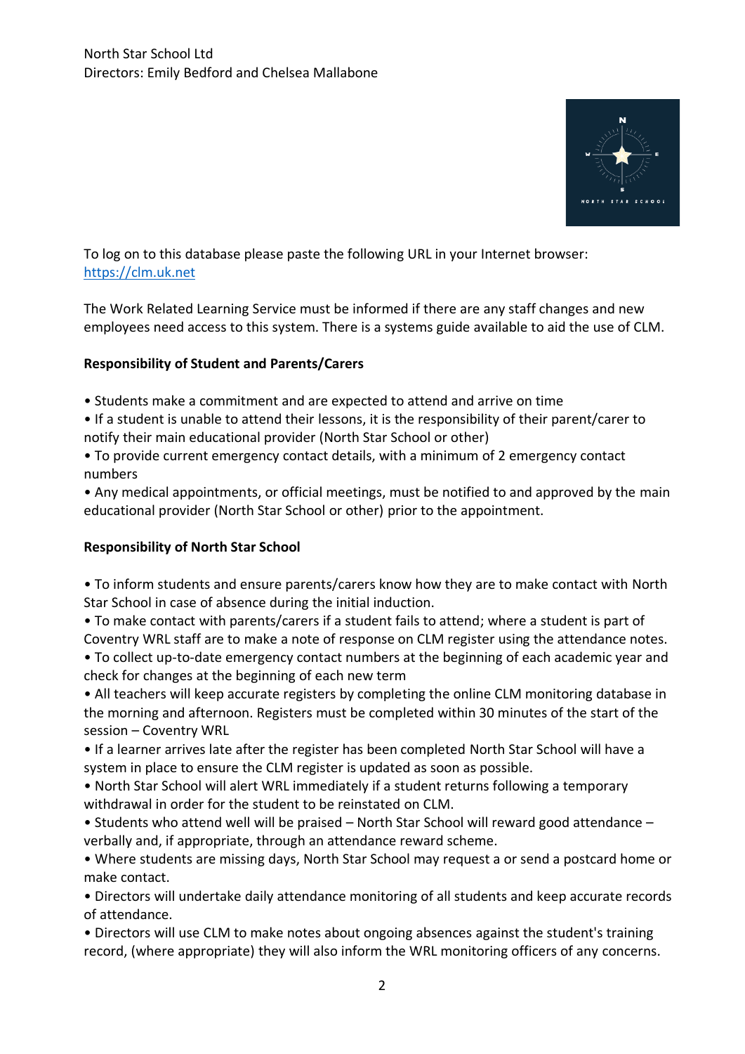North Star School Ltd
Directors: Emily Bedford and Chelsea Mallabone

To log on to this database please paste the following URL in your Internet browser: https://clm.uk.net

The Work Related Learning Service must be informed if there are any staff changes and new employees need access to this system. There is a systems guide available to aid the use of CLM.

**Responsibility of Student and Parents/Carers**

- Students make a commitment and are expected to attend and arrive on time
- If a student is unable to attend their lessons, it is the responsibility of their parent/carer to notify their main educational provider (North Star School or other)
- To provide current emergency contact details, with a minimum of 2 emergency contact numbers
- Any medical appointments, or official meetings, must be notified to and approved by the main educational provider (North Star School or other) prior to the appointment.

**Responsibility of North Star School**

- To inform students and ensure parents/carers know how they are to make contact with North Star School in case of absence during the initial induction.
- To make contact with parents/carers if a student fails to attend; where a student is part of Coventry WRL staff are to make a note of response on CLM register using the attendance notes.
- To collect up-to-date emergency contact numbers at the beginning of each academic year and check for changes at the beginning of each new term
- All teachers will keep accurate registers by completing the online CLM monitoring database in the morning and afternoon. Registers must be completed within 30 minutes of the start of the session – Coventry WRL
- If a learner arrives late after the register has been completed North Star School will have a system in place to ensure the CLM register is updated as soon as possible.
- North Star School will alert WRL immediately if a student returns following a temporary withdrawal in order for the student to be reinstated on CLM.
- Students who attend well will be praised – North Star School will reward good attendance – verbally and, if appropriate, through an attendance reward scheme.
- Where students are missing days, North Star School may request a or send a postcard home or make contact.
- Directors will undertake daily attendance monitoring of all students and keep accurate records of attendance.
- Directors will use CLM to make notes about ongoing absences against the student's training record, (where appropriate) they will also inform the WRL monitoring officers of any concerns.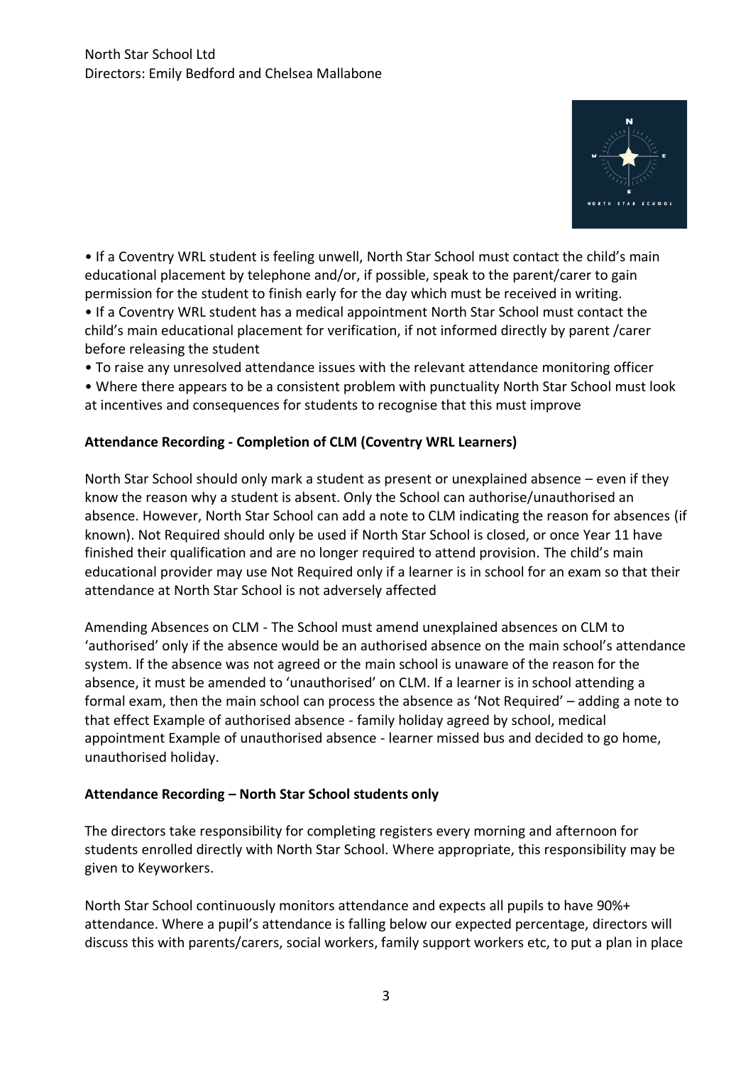• If a Coventry WRL student is feeling unwell, North Star School must contact the child's main educational placement by telephone and/or, if possible, speak to the parent/carer to gain permission for the student to finish early for the day which must be received in writing.
• If a Coventry WRL student has a medical appointment North Star School must contact the child's main educational placement for verification, if not informed directly by parent /carer before releasing the student
• To raise any unresolved attendance issues with the relevant attendance monitoring officer
• Where there appears to be a consistent problem with punctuality North Star School must look at incentives and consequences for students to recognise that this must improve

**Attendance Recording - Completion of CLM (Coventry WRL Learners)**

North Star School should only mark a student as present or unexplained absence – even if they know the reason why a student is absent. Only the School can authorise/unauthorised an absence. However, North Star School can add a note to CLM indicating the reason for absences (if known). Not Required should only be used if North Star School is closed, or once Year 11 have finished their qualification and are no longer required to attend provision. The child's main educational provider may use Not Required only if a learner is in school for an exam so that their attendance at North Star School is not adversely affected

Amending Absences on CLM - The School must amend unexplained absences on CLM to 'authorised' only if the absence would be an authorised absence on the main school's attendance system. If the absence was not agreed or the main school is unaware of the reason for the absence, it must be amended to 'unauthorised' on CLM. If a learner is in school attending a formal exam, then the main school can process the absence as 'Not Required' – adding a note to that effect Example of authorised absence - family holiday agreed by school, medical appointment Example of unauthorised absence - learner missed bus and decided to go home, unauthorised holiday.

**Attendance Recording – North Star School students only**

The directors take responsibility for completing registers every morning and afternoon for students enrolled directly with North Star School. Where appropriate, this responsibility may be given to Keyworkers.

North Star School continuously monitors attendance and expects all pupils to have 90%+ attendance. Where a pupil's attendance is falling below our expected percentage, directors will discuss this with parents/carers, social workers, family support workers etc, to put a plan in place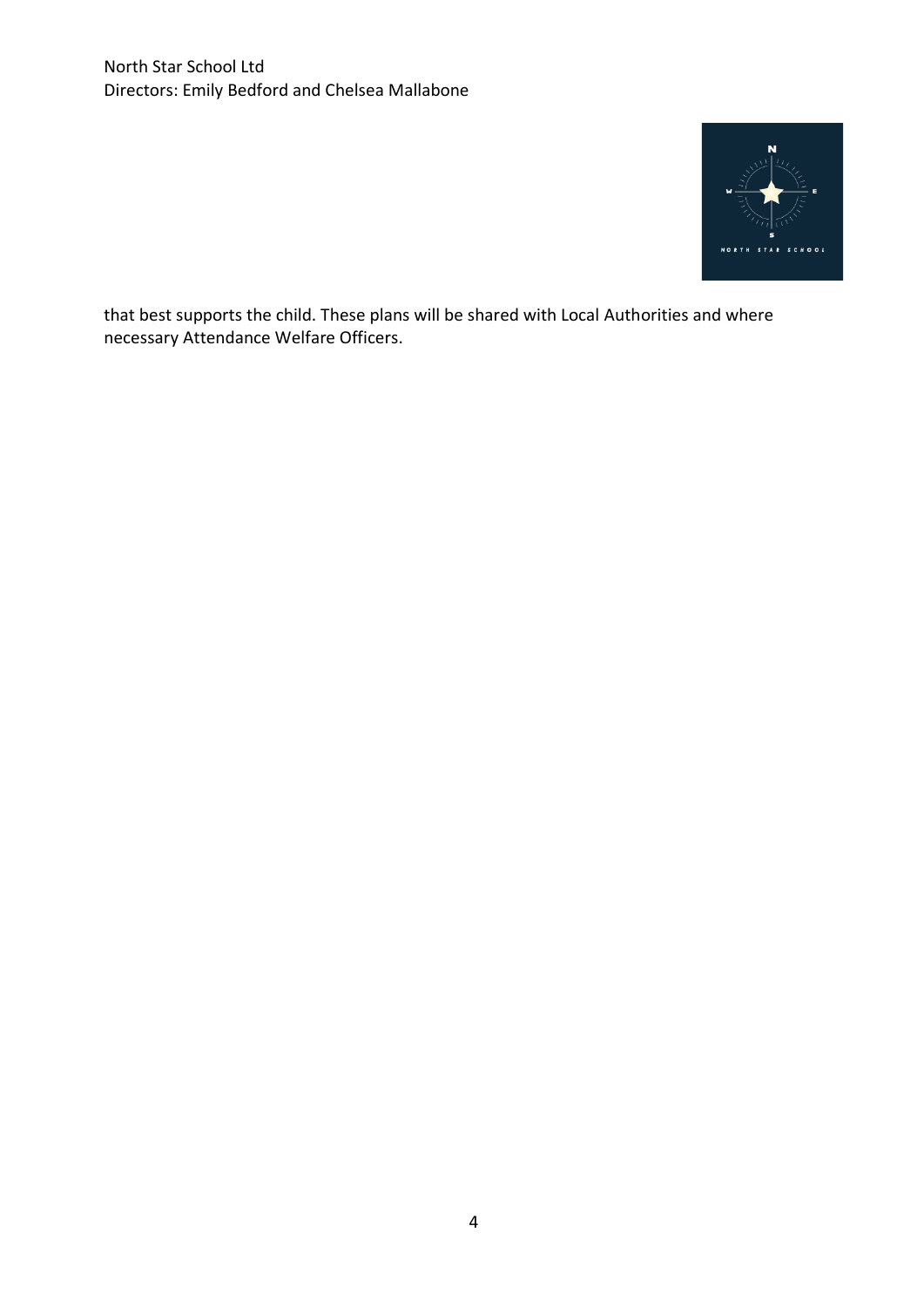that best supports the child. These plans will be shared with Local Authorities and where necessary Attendance Welfare Officers.